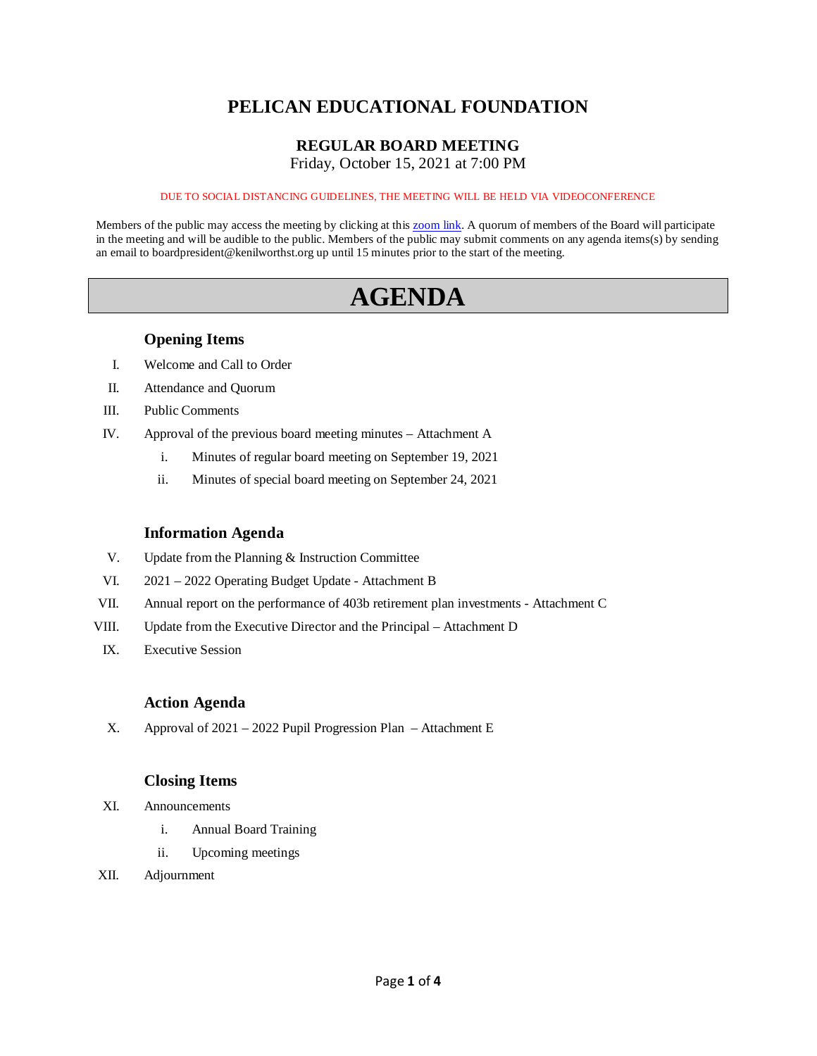# PELICAN EDUCATIONAL FOUNDATION

## REGULAR BOARD MEETING

Friday, October 15, 2021 at 7:00 PM

DUE TO SOCIAL DISTANCING GUIDELINES, THE MEETING WILL BE HELD VIA VIDEOCONFERENCE

Members of the public may access the meeting by clicking at this zoom link. A quorum of members of the Board will participate in the meeting and will be audible to the public. Members of the public may submit comments on any agenda items(s) by sending an email to boardpresident@kenilworthst.org up until 15 minutes prior to the start of the meeting.

# AGENDA

### Opening Items

I. Welcome and Call to Order

II. Attendance and Quorum

III. Public Comments

IV. Approval of the previous board meeting minutes – Attachment A

- i. Minutes of regular board meeting on September 19, 2021
- ii. Minutes of special board meeting on September 24, 2021

### Information Agenda

V. Update from the Planning & Instruction Committee

VI. 2021 – 2022 Operating Budget Update - Attachment B

VII. Annual report on the performance of 403b retirement plan investments - Attachment C

VIII. Update from the Executive Director and the Principal – Attachment D

IX. Executive Session

### Action Agenda

X. Approval of 2021 – 2022 Pupil Progression Plan – Attachment E

### Closing Items

XI. Announcements

- i. Annual Board Training
- ii. Upcoming meetings

XII. Adjournment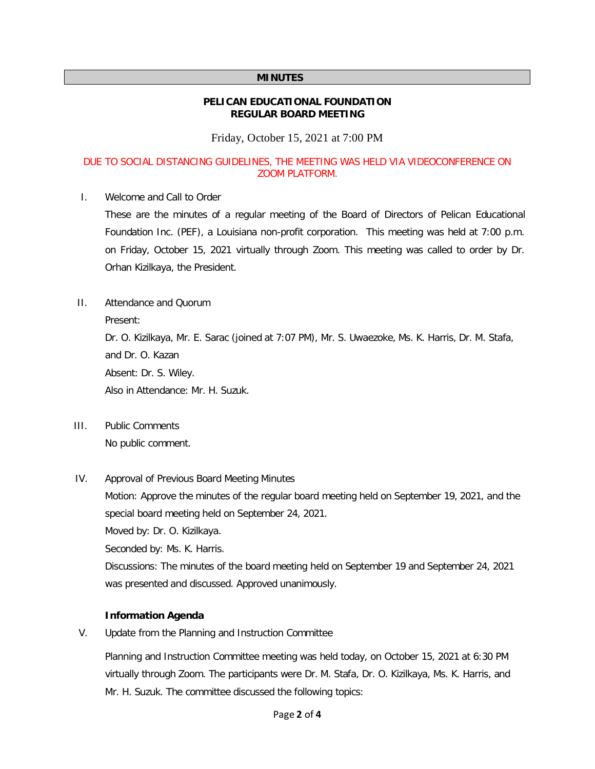**MINUTES**

**PELICAN EDUCATIONAL FOUNDATION**
**REGULAR BOARD MEETING**

Friday, October 15, 2021 at 7:00 PM

DUE TO SOCIAL DISTANCING GUIDELINES, THE MEETING WAS HELD VIA VIDEOCONFERENCE ON ZOOM PLATFORM.

I. Welcome and Call to Order

These are the minutes of a regular meeting of the Board of Directors of Pelican Educational Foundation Inc. (PEF), a Louisiana non-profit corporation. This meeting was held at 7:00 p.m. on Friday, October 15, 2021 virtually through Zoom. This meeting was called to order by Dr. Orhan Kizilkaya, the President.

II. Attendance and Quorum

Present:

Dr. O. Kizilkaya, Mr. E. Sarac (joined at 7:07 PM), Mr. S. Uwaezoke, Ms. K. Harris, Dr. M. Stafa, and Dr. O. Kazan

Absent: Dr. S. Wiley.

Also in Attendance: Mr. H. Suzuk.

III. Public Comments

No public comment.

IV. Approval of Previous Board Meeting Minutes

Motion: Approve the minutes of the regular board meeting held on September 19, 2021, and the special board meeting held on September 24, 2021.

Moved by: Dr. O. Kizilkaya.

Seconded by: Ms. K. Harris.

Discussions: The minutes of the board meeting held on September 19 and September 24, 2021 was presented and discussed. Approved unanimously.

**Information Agenda**

V. Update from the Planning and Instruction Committee

Planning and Instruction Committee meeting was held today, on October 15, 2021 at 6:30 PM virtually through Zoom. The participants were Dr. M. Stafa, Dr. O. Kizilkaya, Ms. K. Harris, and Mr. H. Suzuk. The committee discussed the following topics: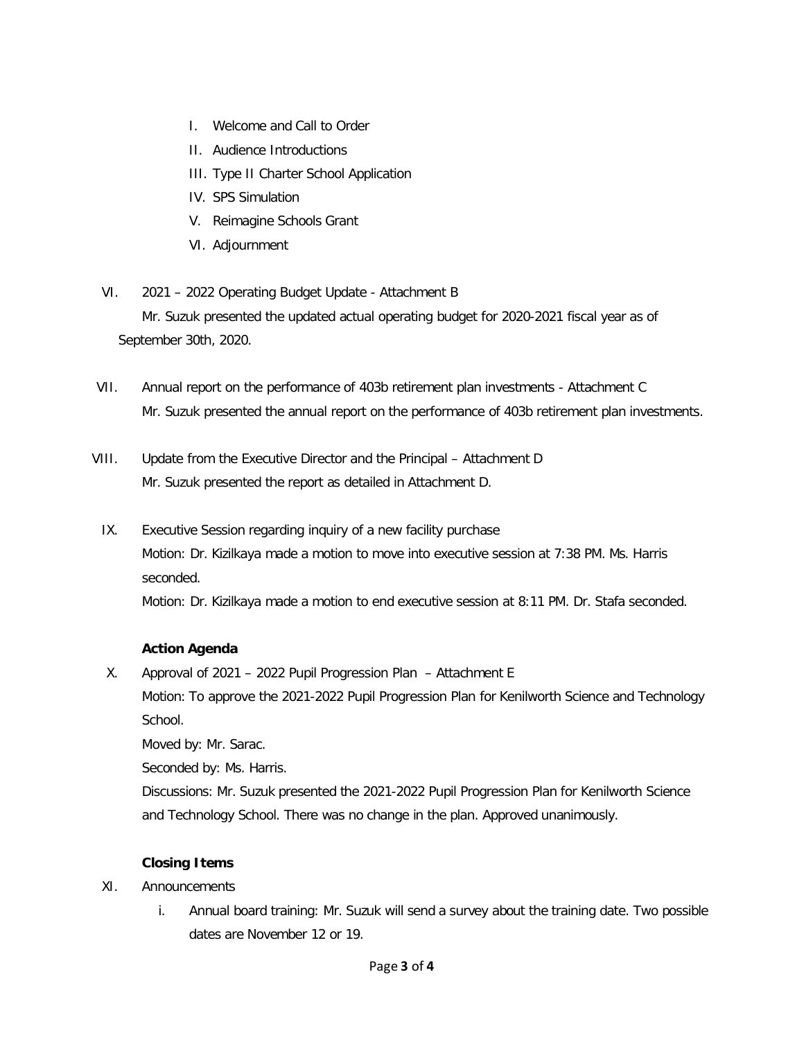I. Welcome and Call to Order
II. Audience Introductions
III. Type II Charter School Application
IV. SPS Simulation
V. Reimagine Schools Grant
VI. Adjournment

VI. 2021 – 2022 Operating Budget Update - Attachment B

Mr. Suzuk presented the updated actual operating budget for 2020-2021 fiscal year as of September 30th, 2020.

VII. Annual report on the performance of 403b retirement plan investments - Attachment C

Mr. Suzuk presented the annual report on the performance of 403b retirement plan investments.

VIII. Update from the Executive Director and the Principal – Attachment D

Mr. Suzuk presented the report as detailed in Attachment D.

IX. Executive Session regarding inquiry of a new facility purchase

Motion: Dr. Kizilkaya made a motion to move into executive session at 7:38 PM. Ms. Harris seconded.

Motion: Dr. Kizilkaya made a motion to end executive session at 8:11 PM. Dr. Stafa seconded.

**Action Agenda**

X. Approval of 2021 – 2022 Pupil Progression Plan – Attachment E

Motion: To approve the 2021-2022 Pupil Progression Plan for Kenilworth Science and Technology School.

Moved by: Mr. Sarac.

Seconded by: Ms. Harris.

Discussions: Mr. Suzuk presented the 2021-2022 Pupil Progression Plan for Kenilworth Science and Technology School. There was no change in the plan. Approved unanimously.

**Closing Items**

XI. Announcements

i. Annual board training: Mr. Suzuk will send a survey about the training date. Two possible dates are November 12 or 19.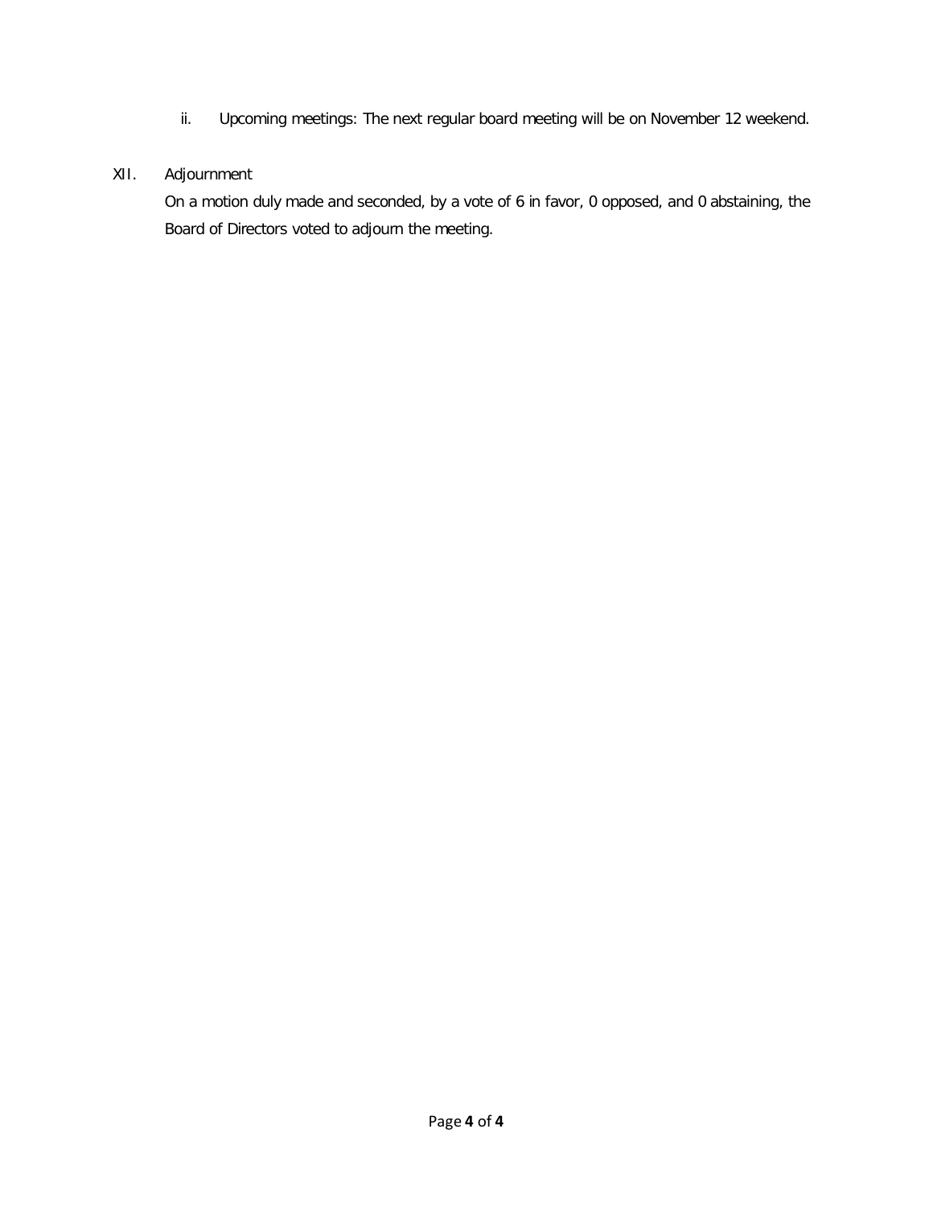ii. Upcoming meetings: The next regular board meeting will be on November 12 weekend.

XII. Adjournment

On a motion duly made and seconded, by a vote of 6 in favor, 0 opposed, and 0 abstaining, the Board of Directors voted to adjourn the meeting.